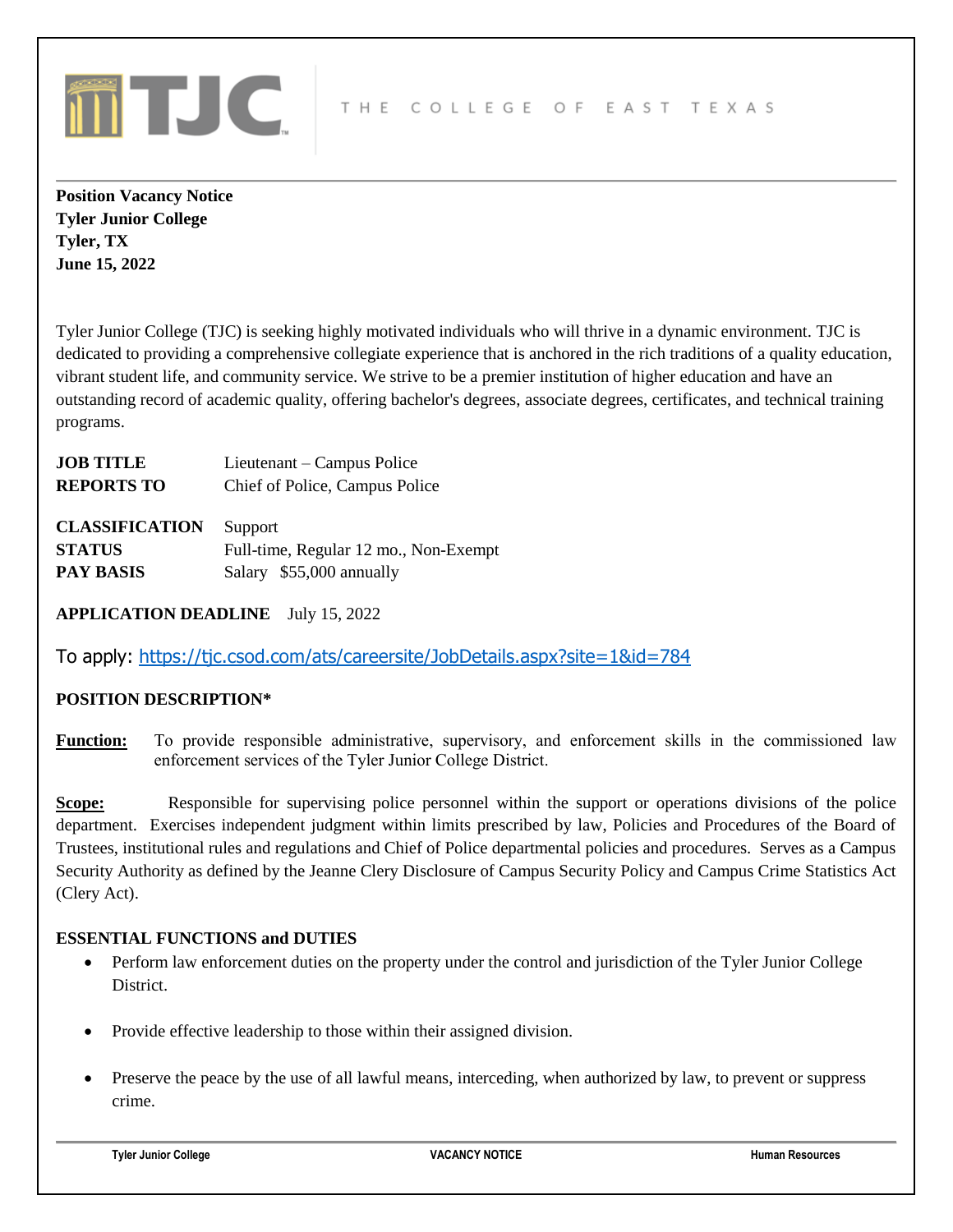TJC THE COLLEGE OF EAST TEXAS

**Position Vacancy Notice**
**Tyler Junior College**
**Tyler, TX**
**June 15, 2022**

Tyler Junior College (TJC) is seeking highly motivated individuals who will thrive in a dynamic environment. TJC is dedicated to providing a comprehensive collegiate experience that is anchored in the rich traditions of a quality education, vibrant student life, and community service. We strive to be a premier institution of higher education and have an outstanding record of academic quality, offering bachelor's degrees, associate degrees, certificates, and technical training programs.

**JOB TITLE** Lieutenant – Campus Police
**REPORTS TO** Chief of Police, Campus Police

**CLASSIFICATION** Support
**STATUS** Full-time, Regular 12 mo., Non-Exempt
**PAY BASIS** Salary $55,000 annually

**APPLICATION DEADLINE** July 15, 2022

To apply: https://tjc.csod.com/ats/careersite/JobDetails.aspx?site=1&id=784

**POSITION DESCRIPTION***

**Function:** To provide responsible administrative, supervisory, and enforcement skills in the commissioned law enforcement services of the Tyler Junior College District.

**Scope:** Responsible for supervising police personnel within the support or operations divisions of the police department. Exercises independent judgment within limits prescribed by law, Policies and Procedures of the Board of Trustees, institutional rules and regulations and Chief of Police departmental policies and procedures. Serves as a Campus Security Authority as defined by the Jeanne Clery Disclosure of Campus Security Policy and Campus Crime Statistics Act (Clery Act).

**ESSENTIAL FUNCTIONS and DUTIES**

- Perform law enforcement duties on the property under the control and jurisdiction of the Tyler Junior College District.
- Provide effective leadership to those within their assigned division.
- Preserve the peace by the use of all lawful means, interceding, when authorized by law, to prevent or suppress crime.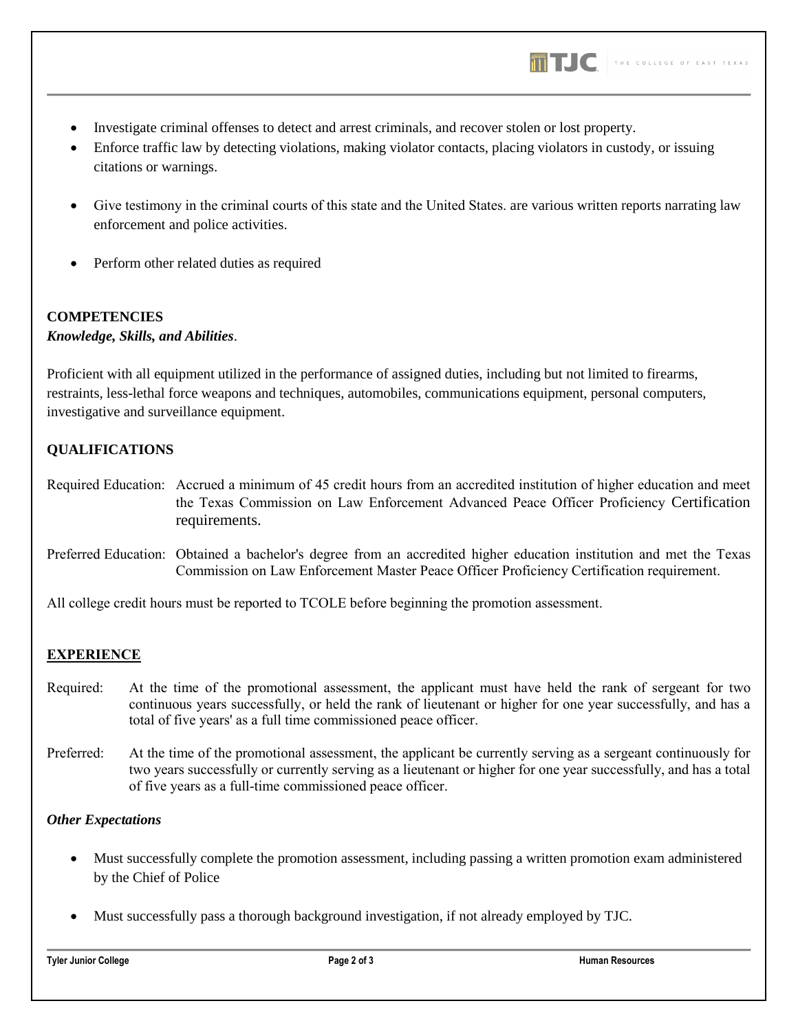- Investigate criminal offenses to detect and arrest criminals, and recover stolen or lost property.
- Enforce traffic law by detecting violations, making violator contacts, placing violators in custody, or issuing citations or warnings.
- Give testimony in the criminal courts of this state and the United States. are various written reports narrating law enforcement and police activities.
- Perform other related duties as required

## COMPETENCIES

***Knowledge, Skills, and Abilities***.

Proficient with all equipment utilized in the performance of assigned duties, including but not limited to firearms, restraints, less-lethal force weapons and techniques, automobiles, communications equipment, personal computers, investigative and surveillance equipment.

## QUALIFICATIONS

Required Education: Accrued a minimum of 45 credit hours from an accredited institution of higher education and meet the Texas Commission on Law Enforcement Advanced Peace Officer Proficiency Certification requirements.

Preferred Education: Obtained a bachelor's degree from an accredited higher education institution and met the Texas Commission on Law Enforcement Master Peace Officer Proficiency Certification requirement.

All college credit hours must be reported to TCOLE before beginning the promotion assessment.

## EXPERIENCE

Required: At the time of the promotional assessment, the applicant must have held the rank of sergeant for two continuous years successfully, or held the rank of lieutenant or higher for one year successfully, and has a total of five years' as a full time commissioned peace officer.

Preferred: At the time of the promotional assessment, the applicant be currently serving as a sergeant continuously for two years successfully or currently serving as a lieutenant or higher for one year successfully, and has a total of five years as a full-time commissioned peace officer.

***Other Expectations***

- Must successfully complete the promotion assessment, including passing a written promotion exam administered by the Chief of Police
- Must successfully pass a thorough background investigation, if not already employed by TJC.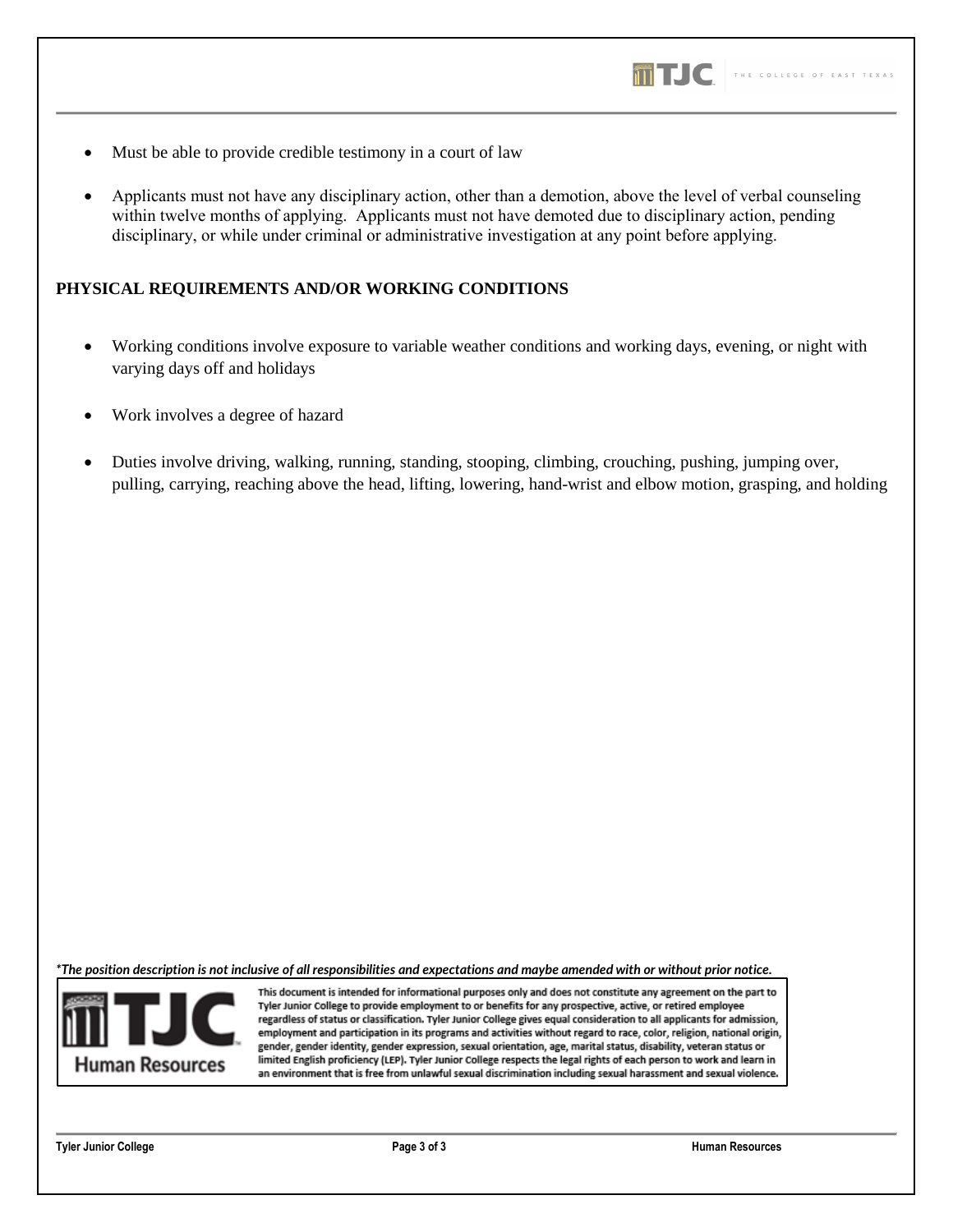- Must be able to provide credible testimony in a court of law
- Applicants must not have any disciplinary action, other than a demotion, above the level of verbal counseling within twelve months of applying. Applicants must not have demoted due to disciplinary action, pending disciplinary, or while under criminal or administrative investigation at any point before applying.

**PHYSICAL REQUIREMENTS AND/OR WORKING CONDITIONS**

- Working conditions involve exposure to variable weather conditions and working days, evening, or night with varying days off and holidays
- Work involves a degree of hazard
- Duties involve driving, walking, running, standing, stooping, climbing, crouching, pushing, jumping over, pulling, carrying, reaching above the head, lifting, lowering, hand-wrist and elbow motion, grasping, and holding

***The position description is not inclusive of all responsibilities and expectations and maybe amended with or without prior notice.***

TJC Human Resources

This document is intended for informational purposes only and does not constitute any agreement on the part to Tyler Junior College to provide employment to or benefits for any prospective, active, or retired employee regardless of status or classification. Tyler Junior College gives equal consideration to all applicants for admission, employment and participation in its programs and activities without regard to race, color, religion, national origin, gender, gender identity, gender expression, sexual orientation, age, marital status, disability, veteran status or limited English proficiency (LEP). Tyler Junior College respects the legal rights of each person to work and learn in an environment that is free from unlawful sexual discrimination including sexual harassment and sexual violence.